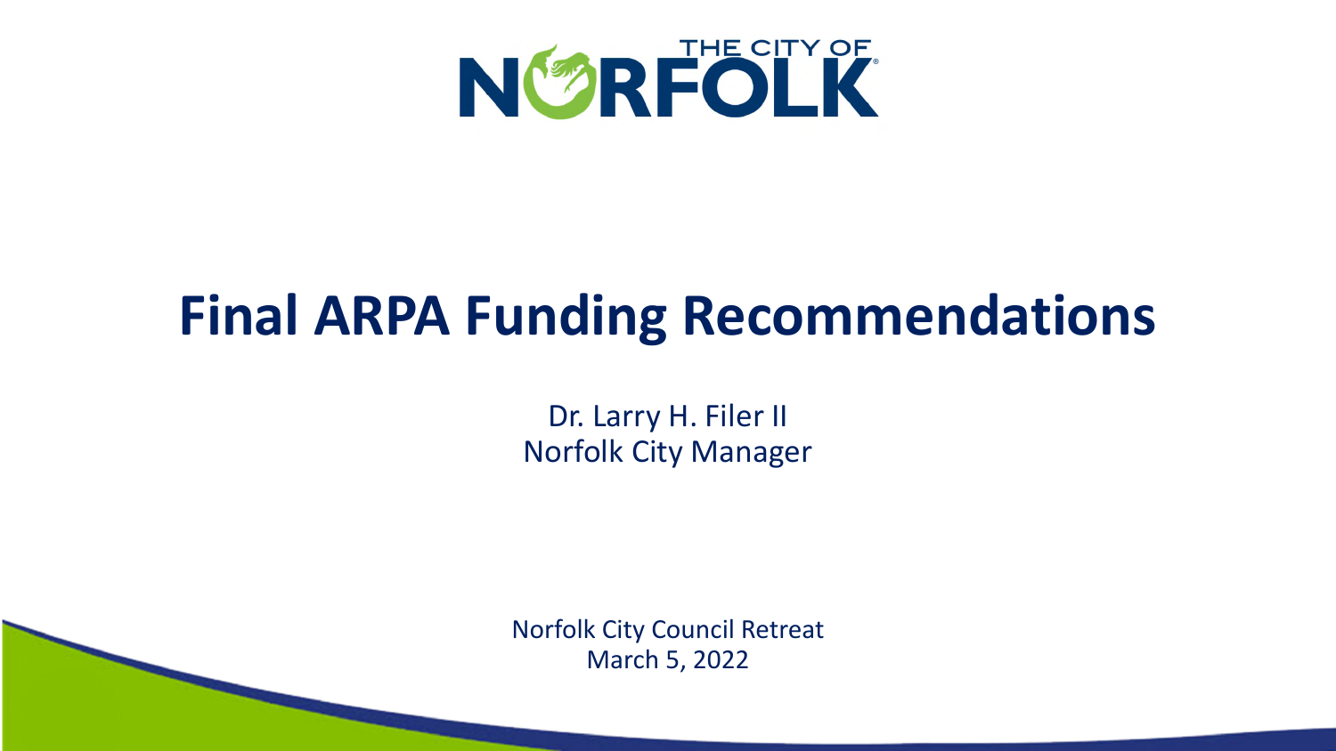THE CITY OF NORFOLK

# Final ARPA Funding Recommendations

Dr. Larry H. Filer II
Norfolk City Manager

Norfolk City Council Retreat
March 5, 2022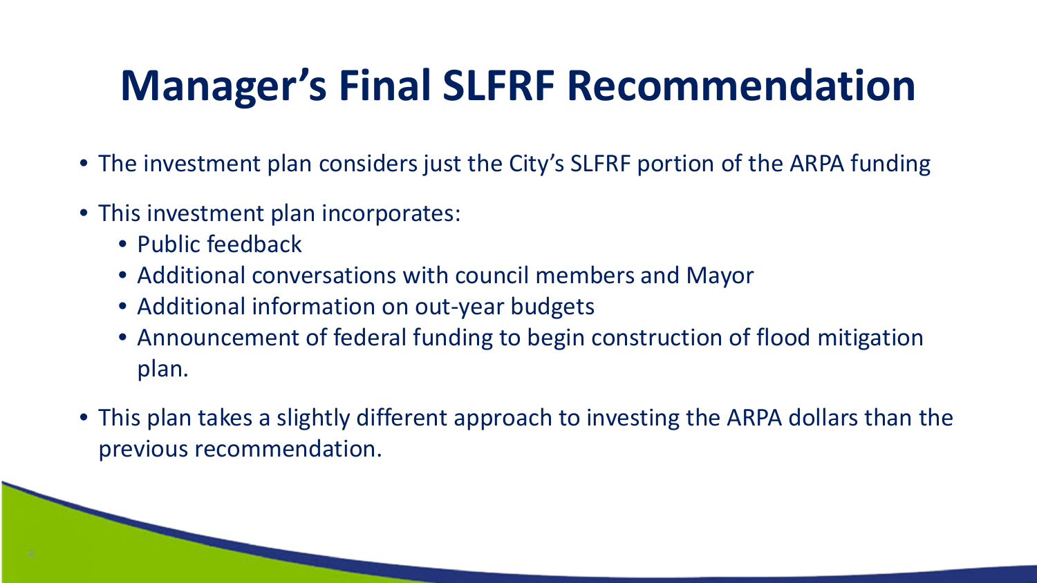# Manager’s Final SLFRF Recommendation

- The investment plan considers just the City’s SLFRF portion of the ARPA funding
- This investment plan incorporates:
  - Public feedback
  - Additional conversations with council members and Mayor
  - Additional information on out-year budgets
  - Announcement of federal funding to begin construction of flood mitigation plan.
- This plan takes a slightly different approach to investing the ARPA dollars than the previous recommendation.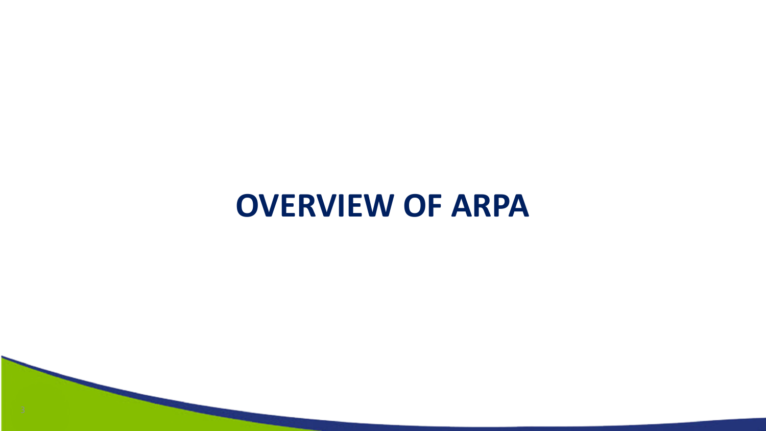# OVERVIEW OF ARPA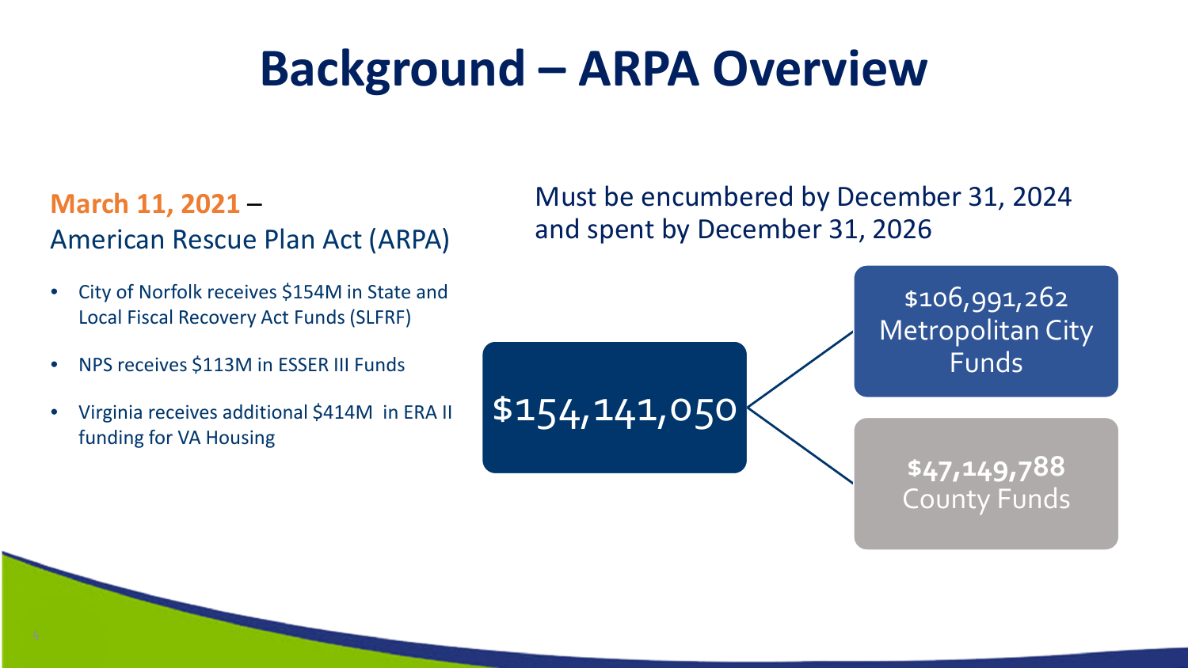# Background – ARPA Overview

**March 11, 2021** –
American Rescue Plan Act (ARPA)

- City of Norfolk receives $154M in State and Local Fiscal Recovery Act Funds (SLFRF)
- NPS receives $113M in ESSER III Funds
- Virginia receives additional $414M in ERA II funding for VA Housing

Must be encumbered by December 31, 2024 and spent by December 31, 2026

$154,141,050

- $106,991,262 Metropolitan City Funds
- $47,149,788 County Funds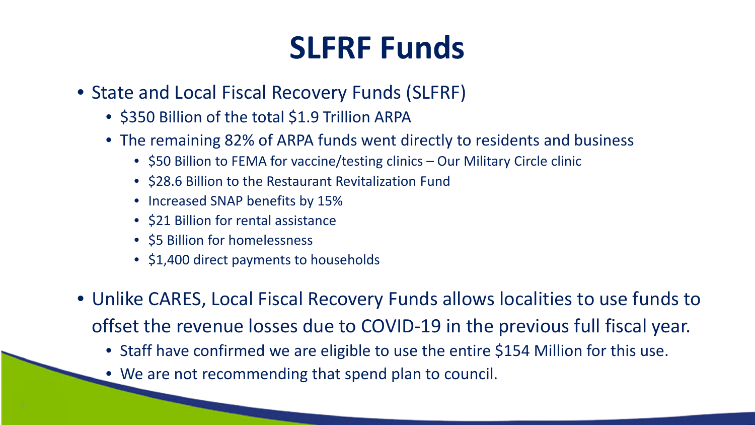# SLFRF Funds

- State and Local Fiscal Recovery Funds (SLFRF)
  - $350 Billion of the total $1.9 Trillion ARPA
  - The remaining 82% of ARPA funds went directly to residents and business
    - $50 Billion to FEMA for vaccine/testing clinics – Our Military Circle clinic
    - $28.6 Billion to the Restaurant Revitalization Fund
    - Increased SNAP benefits by 15%
    - $21 Billion for rental assistance
    - $5 Billion for homelessness
    - $1,400 direct payments to households
- Unlike CARES, Local Fiscal Recovery Funds allows localities to use funds to offset the revenue losses due to COVID-19 in the previous full fiscal year.
  - Staff have confirmed we are eligible to use the entire $154 Million for this use.
  - We are not recommending that spend plan to council.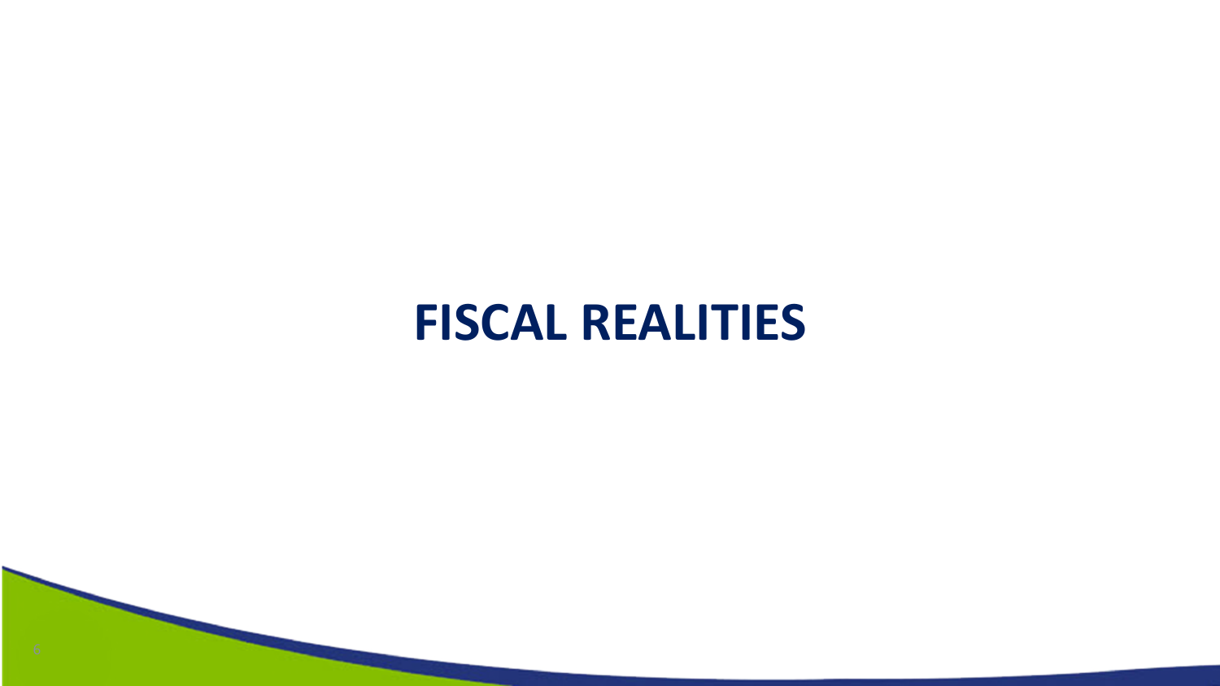# FISCAL REALITIES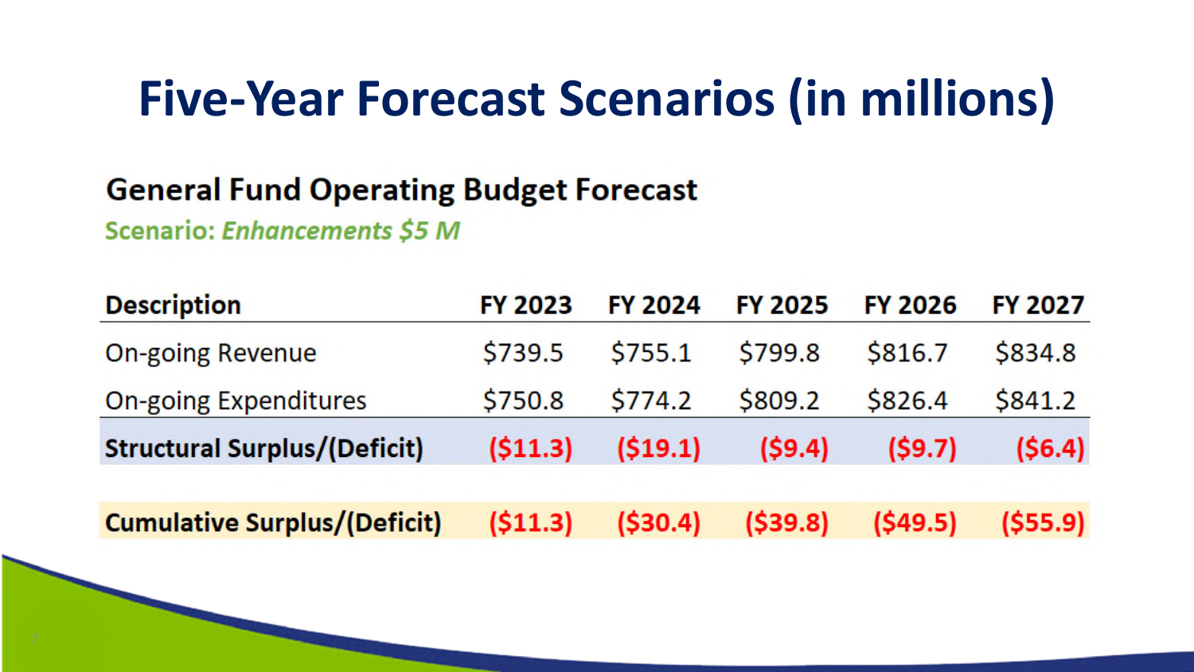# Five-Year Forecast Scenarios (in millions)

## General Fund Operating Budget Forecast

**Scenario: *Enhancements $5 M***

| Description | FY 2023 | FY 2024 | FY 2025 | FY 2026 | FY 2027 |
|---|---|---|---|---|---|
| On-going Revenue | $739.5 | $755.1 | $799.8 | $816.7 | $834.8 |
| On-going Expenditures | $750.8 | $774.2 | $809.2 | $826.4 | $841.2 |
| **Structural Surplus/(Deficit)** | **($11.3)** | **($19.1)** | **($9.4)** | **($9.7)** | **($6.4)** |
| **Cumulative Surplus/(Deficit)** | **($11.3)** | **($30.4)** | **($39.8)** | **($49.5)** | **($55.9)** |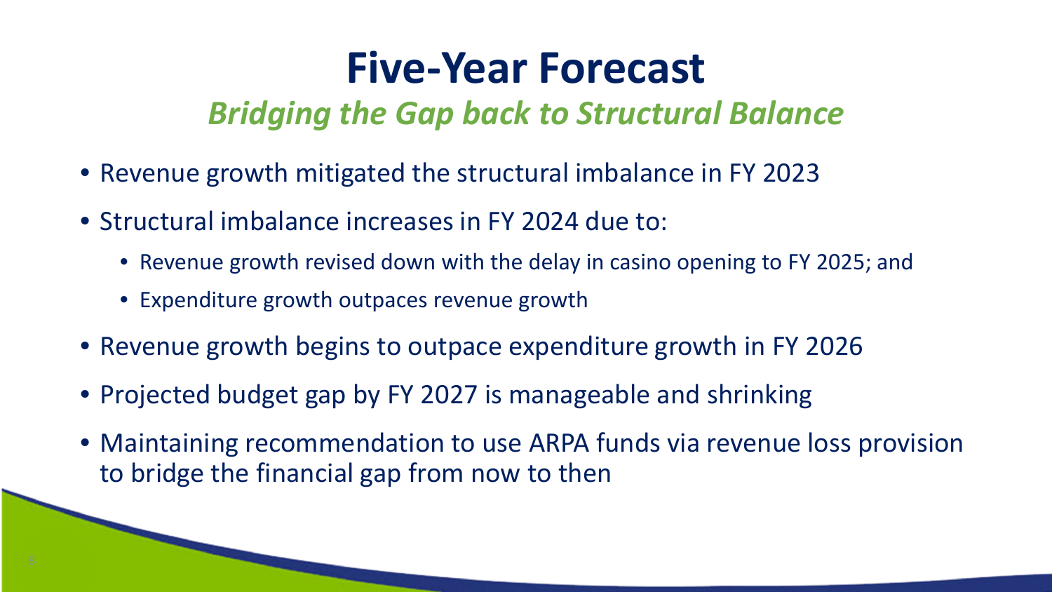# Five-Year Forecast

## *Bridging the Gap back to Structural Balance*

- Revenue growth mitigated the structural imbalance in FY 2023
- Structural imbalance increases in FY 2024 due to:
  - Revenue growth revised down with the delay in casino opening to FY 2025; and
  - Expenditure growth outpaces revenue growth
- Revenue growth begins to outpace expenditure growth in FY 2026
- Projected budget gap by FY 2027 is manageable and shrinking
- Maintaining recommendation to use ARPA funds via revenue loss provision to bridge the financial gap from now to then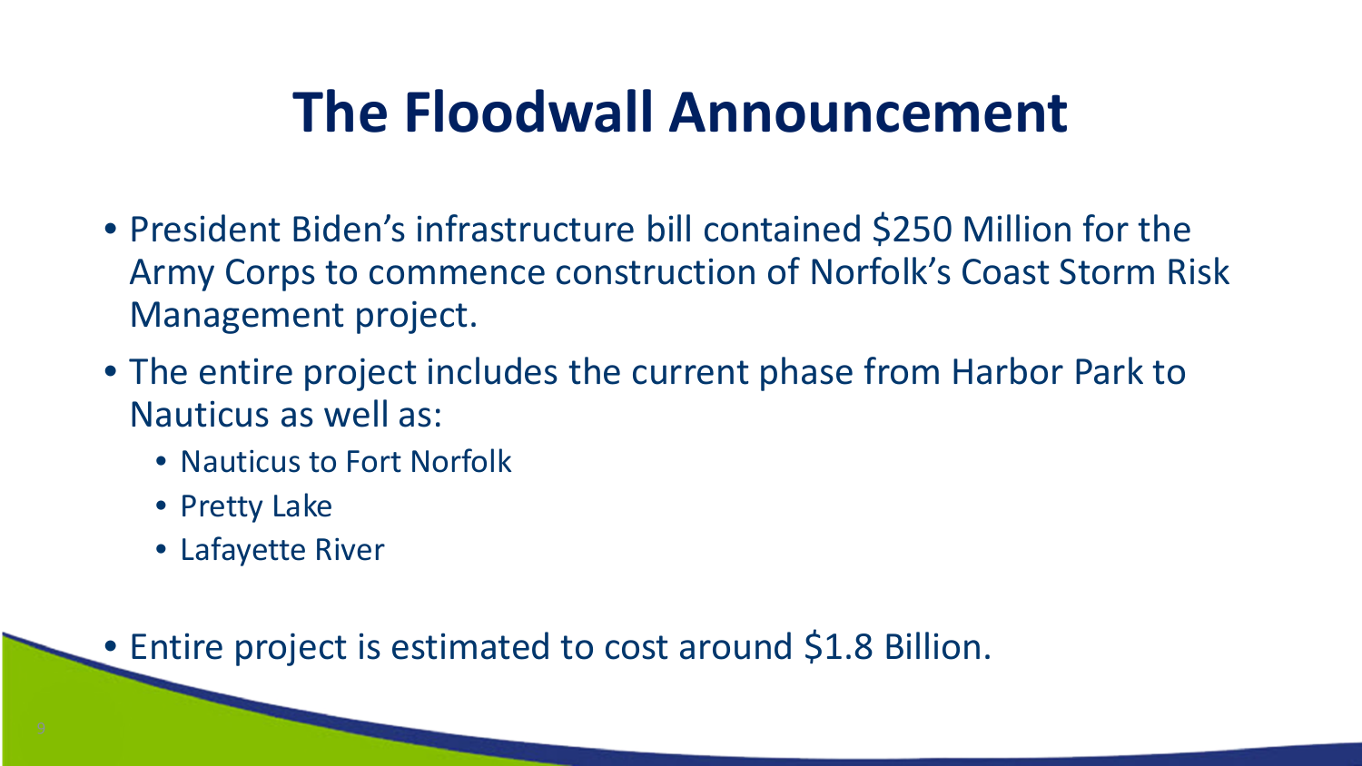# The Floodwall Announcement

- President Biden's infrastructure bill contained $250 Million for the Army Corps to commence construction of Norfolk's Coast Storm Risk Management project.
- The entire project includes the current phase from Harbor Park to Nauticus as well as:
  - Nauticus to Fort Norfolk
  - Pretty Lake
  - Lafayette River
- Entire project is estimated to cost around $1.8 Billion.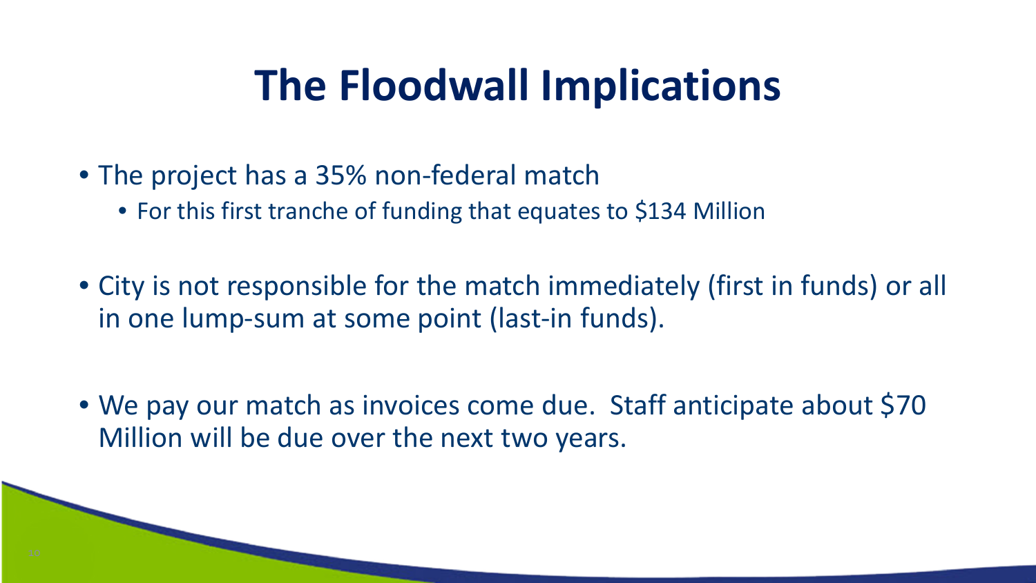# The Floodwall Implications

- The project has a 35% non-federal match
  - For this first tranche of funding that equates to $134 Million

- City is not responsible for the match immediately (first in funds) or all in one lump-sum at some point (last-in funds).

- We pay our match as invoices come due. Staff anticipate about $70 Million will be due over the next two years.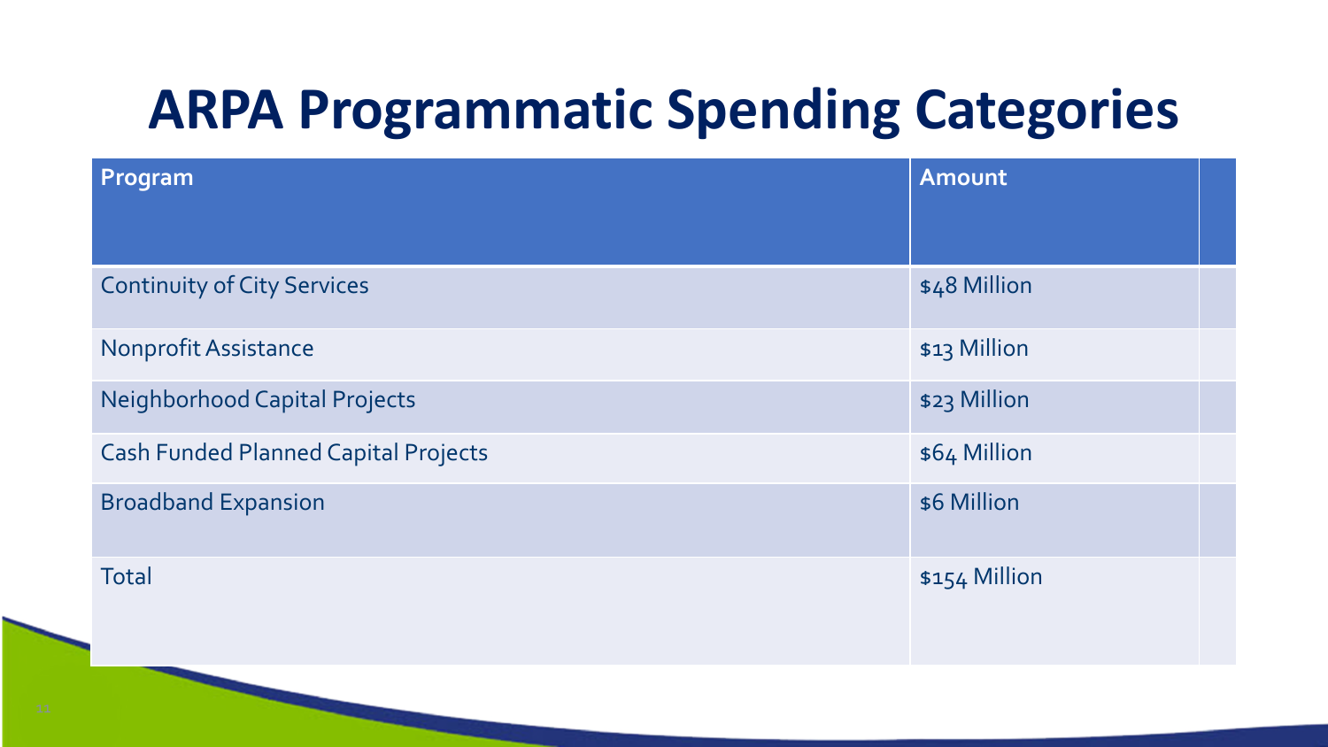# ARPA Programmatic Spending Categories

| Program | Amount | |
| --- | --- | --- |
| Continuity of City Services | $48 Million | |
| Nonprofit Assistance | $13 Million | |
| Neighborhood Capital Projects | $23 Million | |
| Cash Funded Planned Capital Projects | $64 Million | |
| Broadband Expansion | $6 Million | |
| Total | $154 Million | |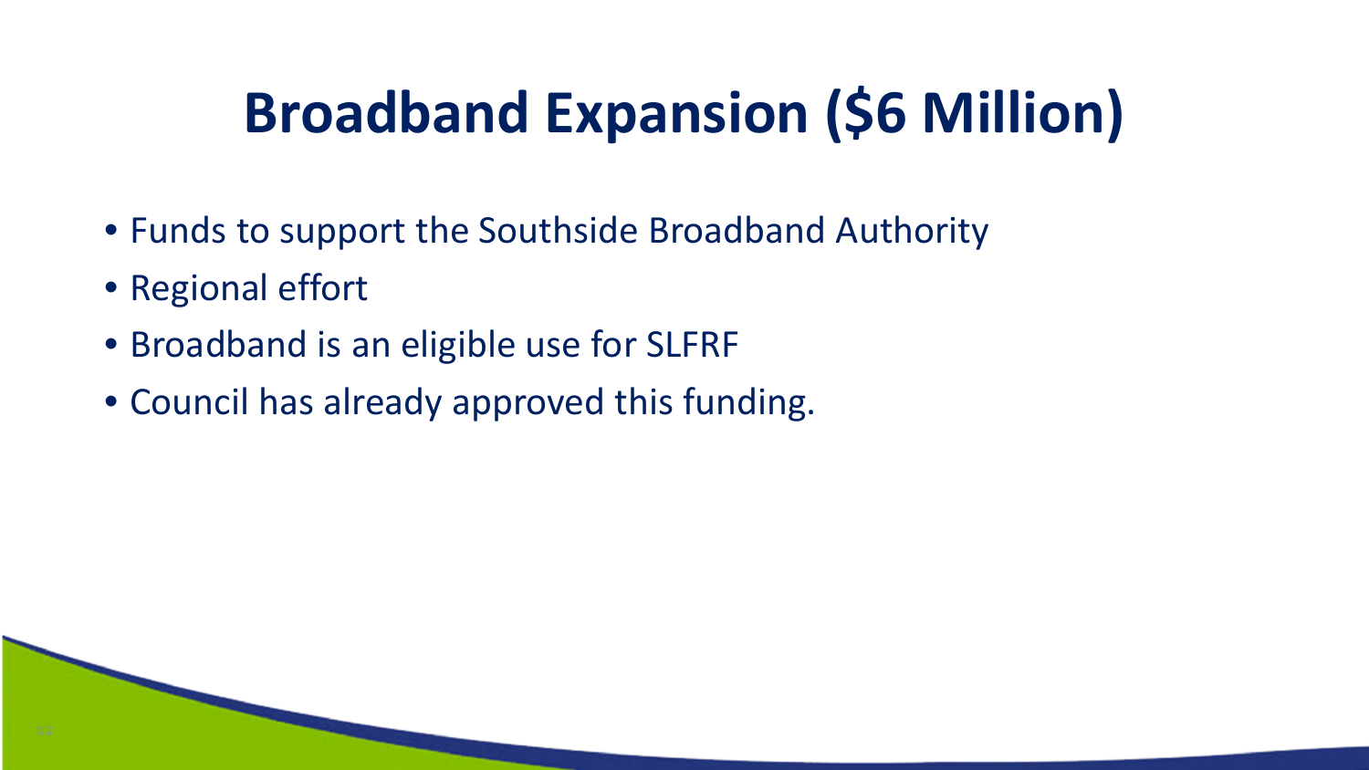# Broadband Expansion ($6 Million)

- Funds to support the Southside Broadband Authority
- Regional effort
- Broadband is an eligible use for SLFRF
- Council has already approved this funding.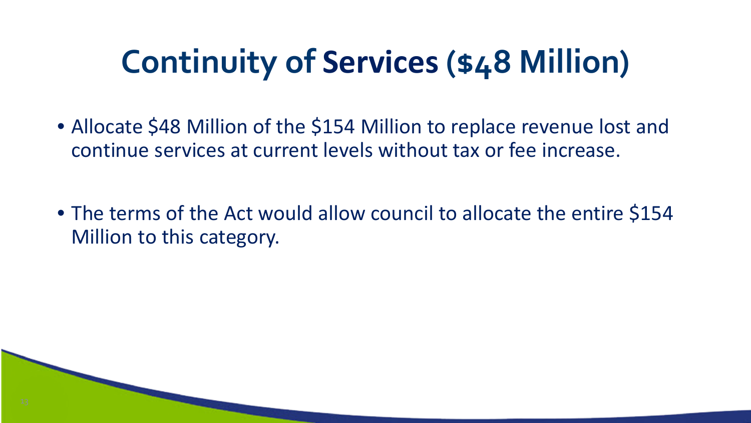# Continuity of Services ($48 Million)

- Allocate $48 Million of the $154 Million to replace revenue lost and continue services at current levels without tax or fee increase.
- The terms of the Act would allow council to allocate the entire $154 Million to this category.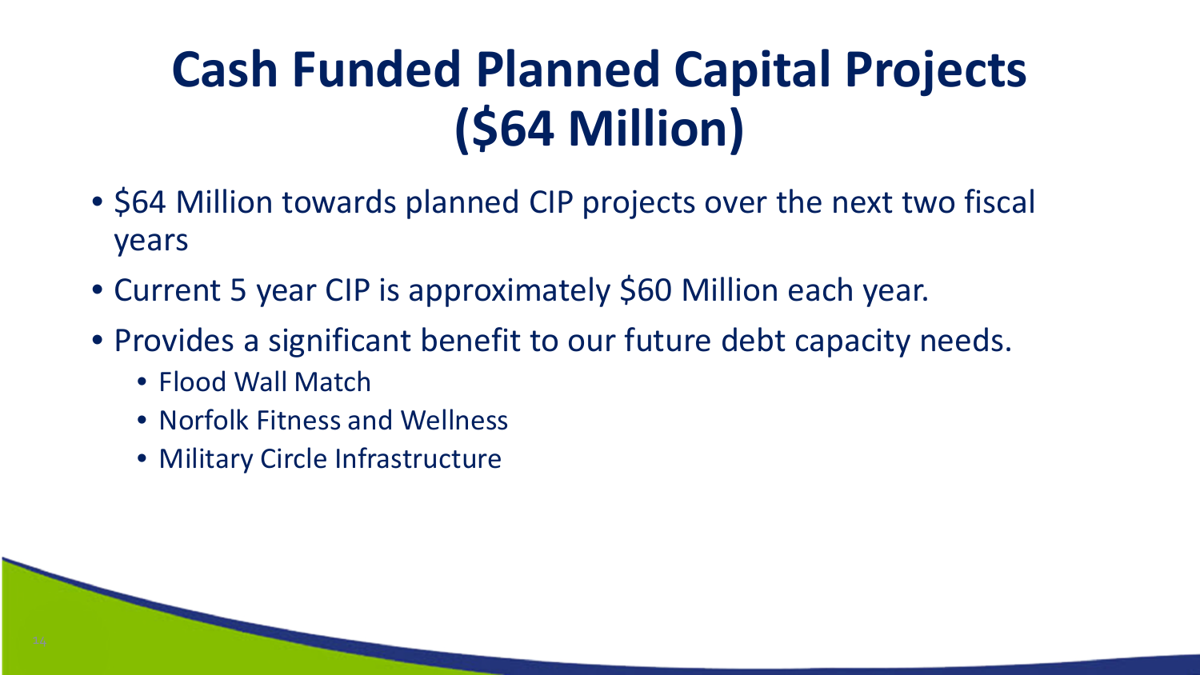# Cash Funded Planned Capital Projects ($64 Million)

- $64 Million towards planned CIP projects over the next two fiscal years
- Current 5 year CIP is approximately $60 Million each year.
- Provides a significant benefit to our future debt capacity needs.
  - Flood Wall Match
  - Norfolk Fitness and Wellness
  - Military Circle Infrastructure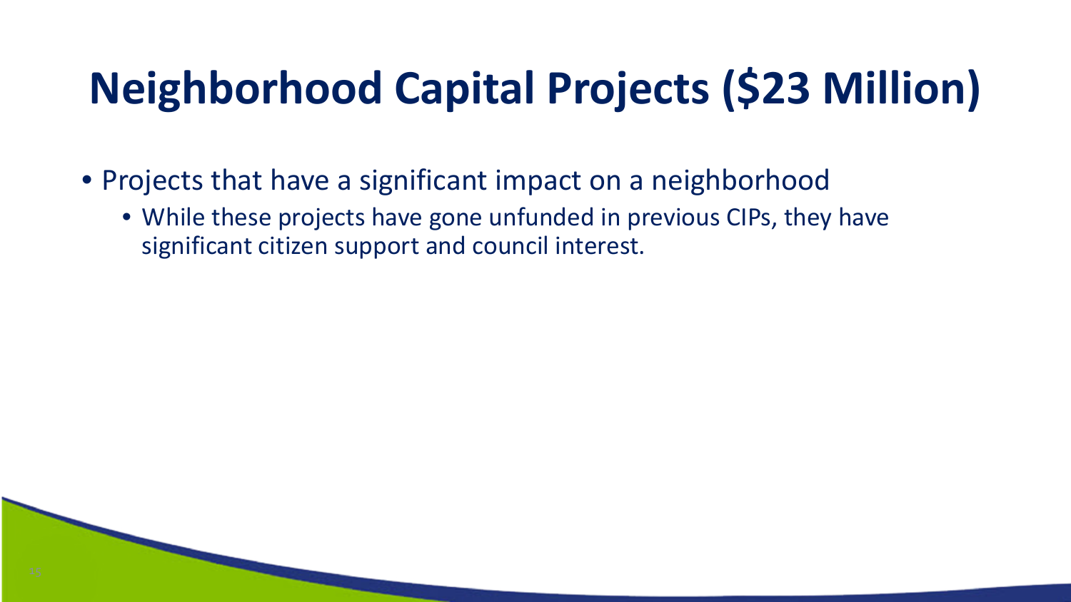# Neighborhood Capital Projects ($23 Million)

- Projects that have a significant impact on a neighborhood
  - While these projects have gone unfunded in previous CIPs, they have significant citizen support and council interest.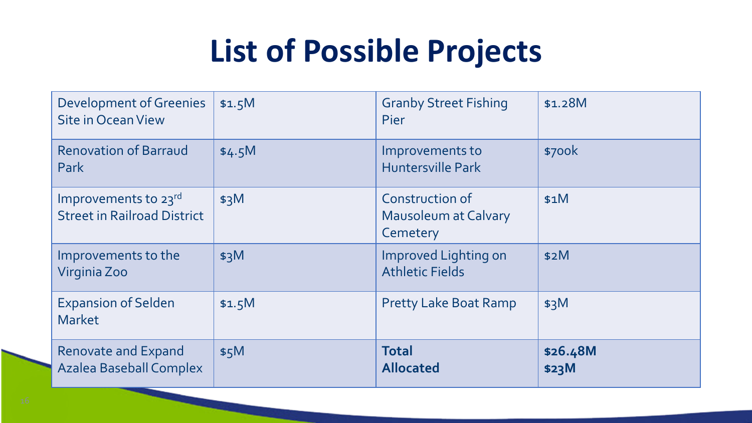# List of Possible Projects

| | | | |
|---|---|---|---|
| Development of Greenies Site in Ocean View | $1.5M | Granby Street Fishing Pier | $1.28M |
| Renovation of Barraud Park | $4.5M | Improvements to Huntersville Park | $700k |
| Improvements to 23rd Street in Railroad District | $3M | Construction of Mausoleum at Calvary Cemetery | $1M |
| Improvements to the Virginia Zoo | $3M | Improved Lighting on Athletic Fields | $2M |
| Expansion of Selden Market | $1.5M | Pretty Lake Boat Ramp | $3M |
| Renovate and Expand Azalea Baseball Complex | $5M | **Total**<br>**Allocated** | **$26.48M**<br>**$23M** |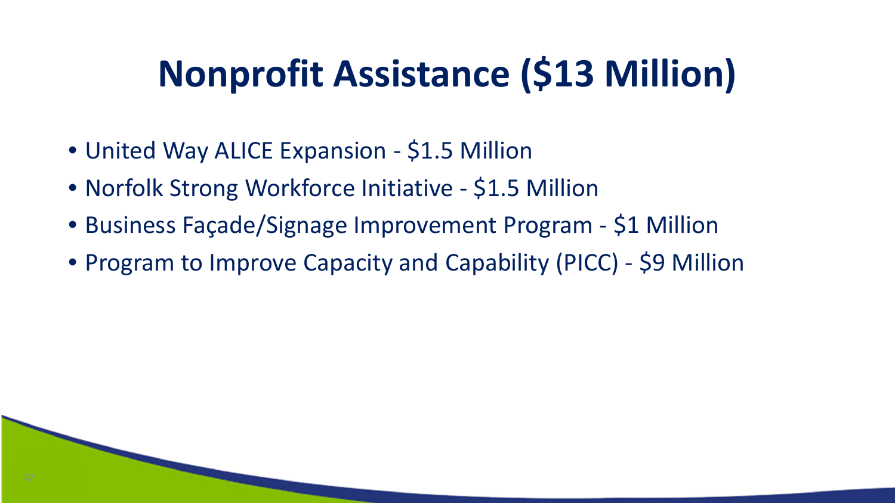# Nonprofit Assistance ($13 Million)

- United Way ALICE Expansion - $1.5 Million
- Norfolk Strong Workforce Initiative - $1.5 Million
- Business Façade/Signage Improvement Program - $1 Million
- Program to Improve Capacity and Capability (PICC) - $9 Million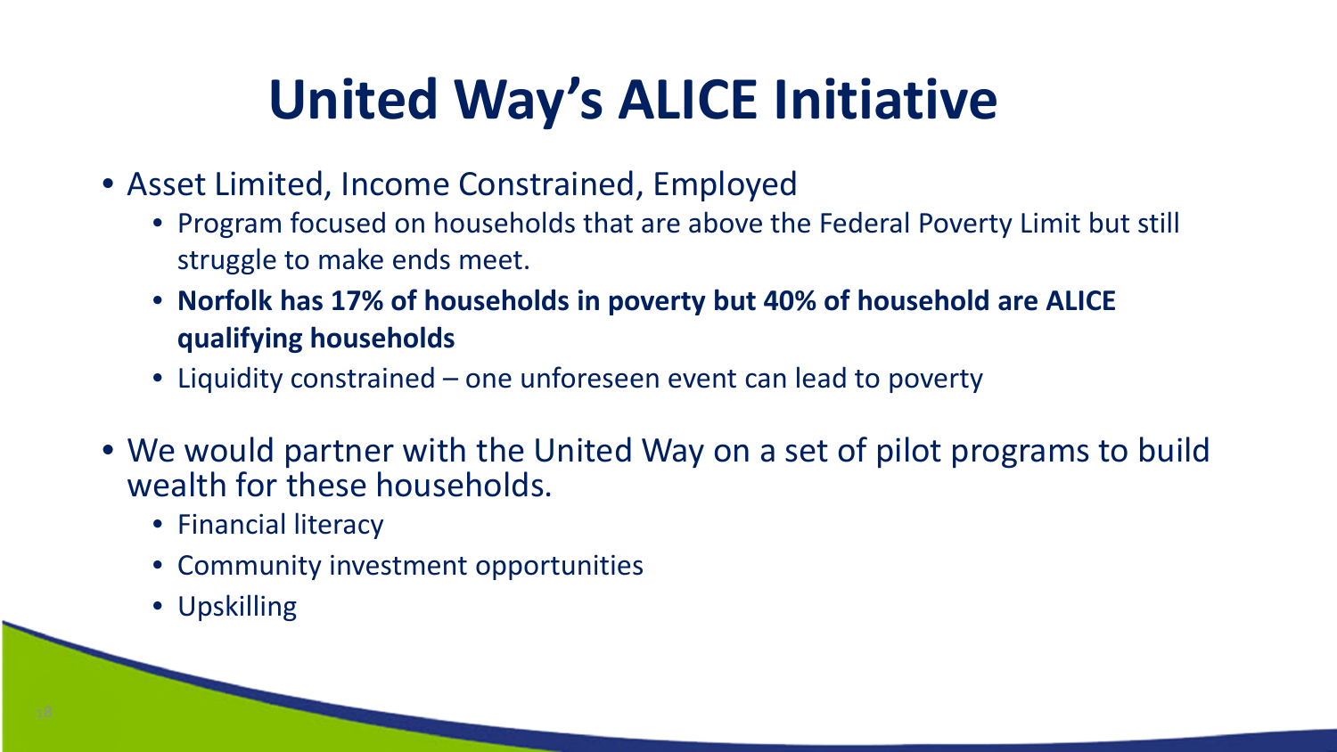# United Way's ALICE Initiative

- Asset Limited, Income Constrained, Employed
  - Program focused on households that are above the Federal Poverty Limit but still struggle to make ends meet.
  - **Norfolk has 17% of households in poverty but 40% of household are ALICE qualifying households**
  - Liquidity constrained – one unforeseen event can lead to poverty
- We would partner with the United Way on a set of pilot programs to build wealth for these households.
  - Financial literacy
  - Community investment opportunities
  - Upskilling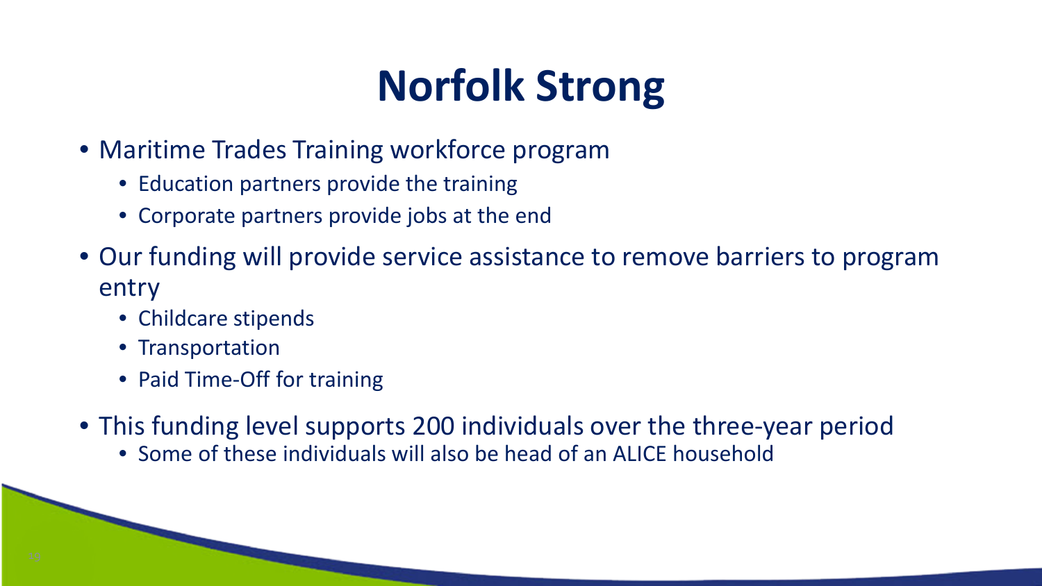# Norfolk Strong

- Maritime Trades Training workforce program
  - Education partners provide the training
  - Corporate partners provide jobs at the end
- Our funding will provide service assistance to remove barriers to program entry
  - Childcare stipends
  - Transportation
  - Paid Time-Off for training
- This funding level supports 200 individuals over the three-year period
  - Some of these individuals will also be head of an ALICE household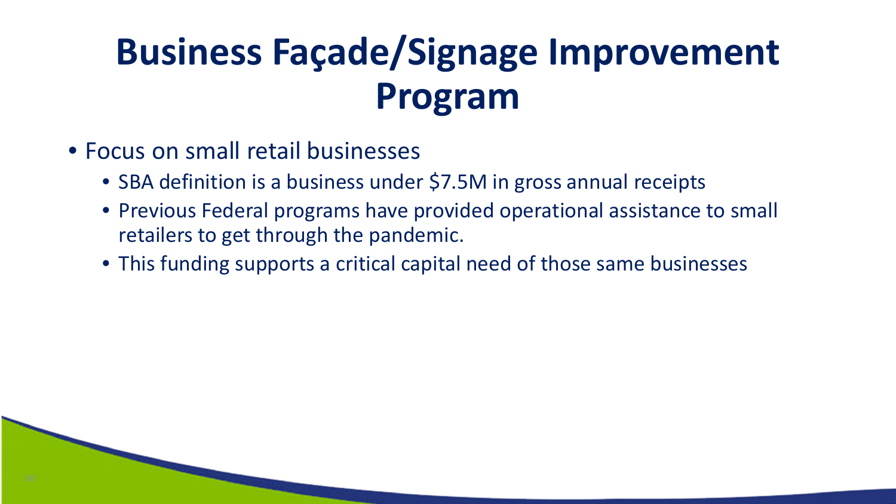# Business Façade/Signage Improvement Program

- Focus on small retail businesses
  - SBA definition is a business under $7.5M in gross annual receipts
  - Previous Federal programs have provided operational assistance to small retailers to get through the pandemic.
  - This funding supports a critical capital need of those same businesses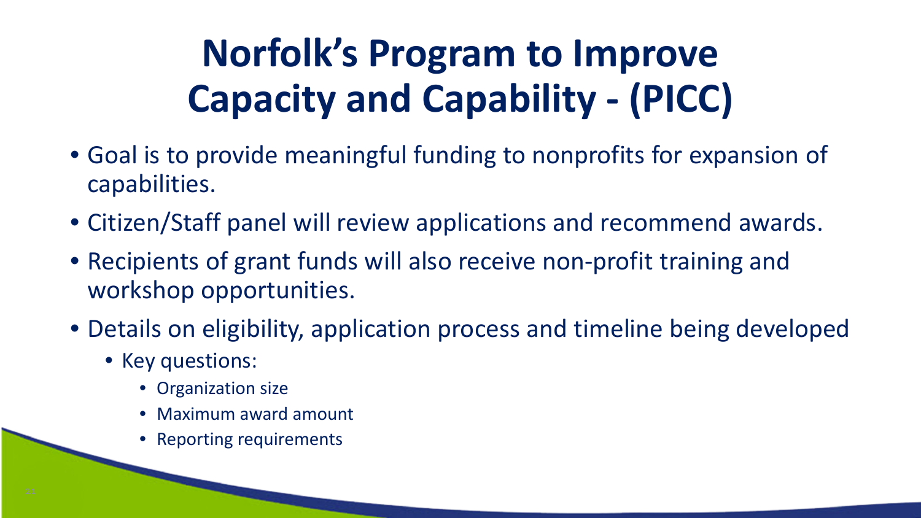# Norfolk's Program to Improve Capacity and Capability - (PICC)

- Goal is to provide meaningful funding to nonprofits for expansion of capabilities.
- Citizen/Staff panel will review applications and recommend awards.
- Recipients of grant funds will also receive non-profit training and workshop opportunities.
- Details on eligibility, application process and timeline being developed
  - Key questions:
    - Organization size
    - Maximum award amount
    - Reporting requirements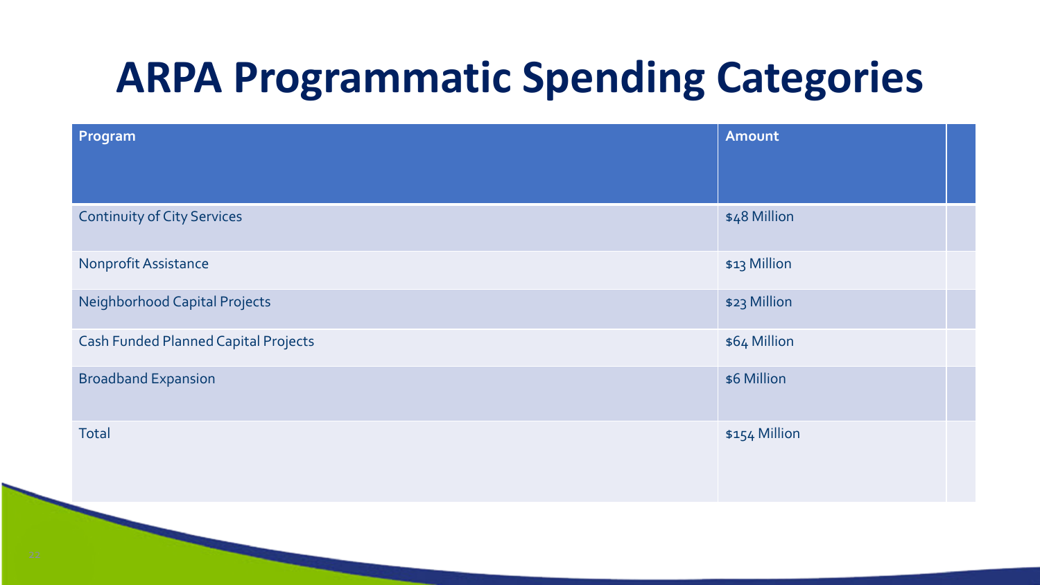# ARPA Programmatic Spending Categories

| Program | Amount | |
|---|---|---|
| Continuity of City Services | $48 Million | |
| Nonprofit Assistance | $13 Million | |
| Neighborhood Capital Projects | $23 Million | |
| Cash Funded Planned Capital Projects | $64 Million | |
| Broadband Expansion | $6 Million | |
| Total | $154 Million | |